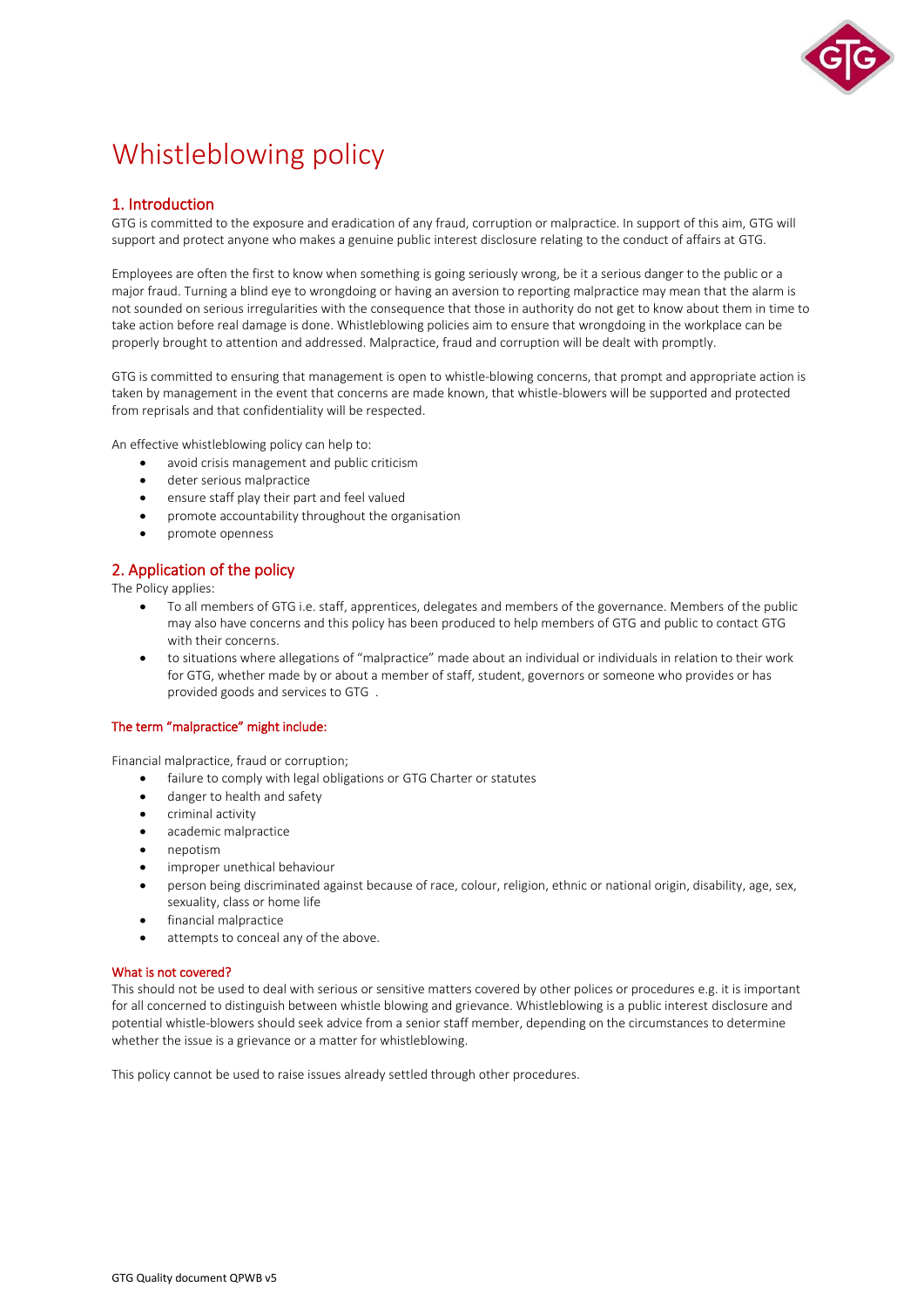# Whistleblowing policy

## 1. Introduction

GTG is committed to the exposure and eradication of any fraud, corruption or malpractice. In support of this aim, GTG will support and protect anyone who makes a genuine public interest disclosure relating to the conduct of affairs at GTG.

Employees are often the first to know when something is going seriously wrong, be it a serious danger to the public or a major fraud. Turning a blind eye to wrongdoing or having an aversion to reporting malpractice may mean that the alarm is not sounded on serious irregularities with the consequence that those in authority do not get to know about them in time to take action before real damage is done. Whistleblowing policies aim to ensure that wrongdoing in the workplace can be properly brought to attention and addressed. Malpractice, fraud and corruption will be dealt with promptly.

GTG is committed to ensuring that management is open to whistle-blowing concerns, that prompt and appropriate action is taken by management in the event that concerns are made known, that whistle-blowers will be supported and protected from reprisals and that confidentiality will be respected.

An effective whistleblowing policy can help to:

- avoid crisis management and public criticism
- deter serious malpractice
- ensure staff play their part and feel valued
- promote accountability throughout the organisation
- promote openness

## 2. Application of the policy

The Policy applies:

- To all members of GTG i.e. staff, apprentices, delegates and members of the governance. Members of the public may also have concerns and this policy has been produced to help members of GTG and public to contact GTG with their concerns.
- to situations where allegations of "malpractice" made about an individual or individuals in relation to their work for GTG, whether made by or about a member of staff, student, governors or someone who provides or has provided goods and services to GTG .

#### The term "malpractice" might include:

Financial malpractice, fraud or corruption;

- failure to comply with legal obligations or GTG Charter or statutes
- danger to health and safety
- criminal activity
- academic malpractice
- nepotism
- improper unethical behaviour
- person being discriminated against because of race, colour, religion, ethnic or national origin, disability, age, sex, sexuality, class or home life
- financial malpractice
- attempts to conceal any of the above.

#### What is not covered?

This should not be used to deal with serious or sensitive matters covered by other polices or procedures e.g. it is important for all concerned to distinguish between whistle blowing and grievance. Whistleblowing is a public interest disclosure and potential whistle-blowers should seek advice from a senior staff member, depending on the circumstances to determine whether the issue is a grievance or a matter for whistleblowing.

This policy cannot be used to raise issues already settled through other procedures.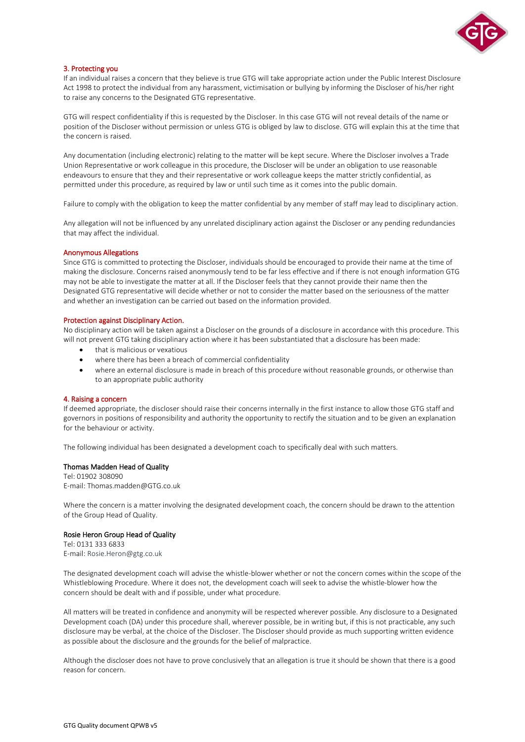## 3. Protecting you

If an individual raises a concern that they believe is true GTG will take appropriate action under the Public Interest Disclosure Act 1998 to protect the individual from any harassment, victimisation or bullying by informing the Discloser of his/her right to raise any concerns to the Designated GTG representative.

GTG will respect confidentiality if this is requested by the Discloser. In this case GTG will not reveal details of the name or position of the Discloser without permission or unless GTG is obliged by law to disclose. GTG will explain this at the time that the concern is raised.

Any documentation (including electronic) relating to the matter will be kept secure. Where the Discloser involves a Trade Union Representative or work colleague in this procedure, the Discloser will be under an obligation to use reasonable endeavours to ensure that they and their representative or work colleague keeps the matter strictly confidential, as permitted under this procedure, as required by law or until such time as it comes into the public domain.

Failure to comply with the obligation to keep the matter confidential by any member of staff may lead to disciplinary action.

Any allegation will not be influenced by any unrelated disciplinary action against the Discloser or any pending redundancies that may affect the individual.

### Anonymous Allegations

Since GTG is committed to protecting the Discloser, individuals should be encouraged to provide their name at the time of making the disclosure. Concerns raised anonymously tend to be far less effective and if there is not enough information GTG may not be able to investigate the matter at all. If the Discloser feels that they cannot provide their name then the Designated GTG representative will decide whether or not to consider the matter based on the seriousness of the matter and whether an investigation can be carried out based on the information provided.

### Protection against Disciplinary Action.

No disciplinary action will be taken against a Discloser on the grounds of a disclosure in accordance with this procedure. This will not prevent GTG taking disciplinary action where it has been substantiated that a disclosure has been made:

- that is malicious or vexatious
- where there has been a breach of commercial confidentiality
- where an external disclosure is made in breach of this procedure without reasonable grounds, or otherwise than to an appropriate public authority

## 4. Raising a concern

If deemed appropriate, the discloser should raise their concerns internally in the first instance to allow those GTG staff and governors in positions of responsibility and authority the opportunity to rectify the situation and to be given an explanation for the behaviour or activity.

The following individual has been designated a development coach to specifically deal with such matters.

**Thomas Madden Head of Quality**
Tel: 01902 308090
E-mail: Thomas.madden@GTG.co.uk

Where the concern is a matter involving the designated development coach, the concern should be drawn to the attention of the Group Head of Quality.

**Rosie Heron Group Head of Quality**
Tel: 0131 333 6833
E-mail: Rosie.Heron@gtg.co.uk

The designated development coach will advise the whistle-blower whether or not the concern comes within the scope of the Whistleblowing Procedure. Where it does not, the development coach will seek to advise the whistle-blower how the concern should be dealt with and if possible, under what procedure.

All matters will be treated in confidence and anonymity will be respected wherever possible. Any disclosure to a Designated Development coach (DA) under this procedure shall, wherever possible, be in writing but, if this is not practicable, any such disclosure may be verbal, at the choice of the Discloser. The Discloser should provide as much supporting written evidence as possible about the disclosure and the grounds for the belief of malpractice.

Although the discloser does not have to prove conclusively that an allegation is true it should be shown that there is a good reason for concern.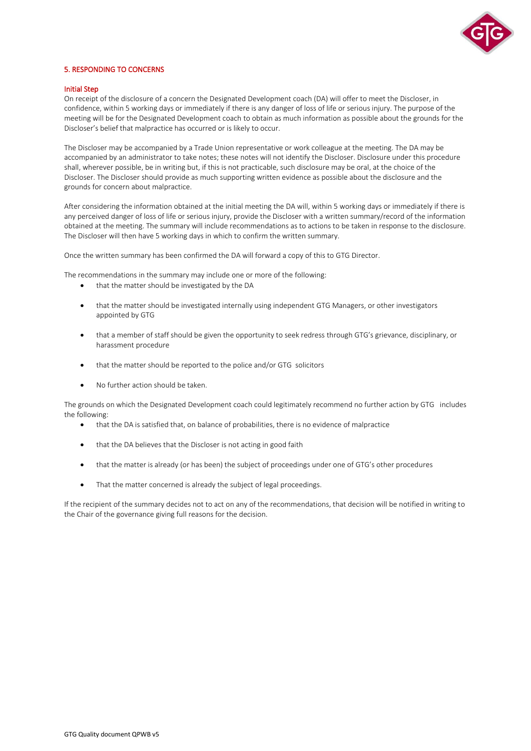## 5. RESPONDING TO CONCERNS

### Initial Step

On receipt of the disclosure of a concern the Designated Development coach (DA) will offer to meet the Discloser, in confidence, within 5 working days or immediately if there is any danger of loss of life or serious injury. The purpose of the meeting will be for the Designated Development coach to obtain as much information as possible about the grounds for the Discloser's belief that malpractice has occurred or is likely to occur.

The Discloser may be accompanied by a Trade Union representative or work colleague at the meeting. The DA may be accompanied by an administrator to take notes; these notes will not identify the Discloser. Disclosure under this procedure shall, wherever possible, be in writing but, if this is not practicable, such disclosure may be oral, at the choice of the Discloser. The Discloser should provide as much supporting written evidence as possible about the disclosure and the grounds for concern about malpractice.

After considering the information obtained at the initial meeting the DA will, within 5 working days or immediately if there is any perceived danger of loss of life or serious injury, provide the Discloser with a written summary/record of the information obtained at the meeting. The summary will include recommendations as to actions to be taken in response to the disclosure. The Discloser will then have 5 working days in which to confirm the written summary.

Once the written summary has been confirmed the DA will forward a copy of this to GTG Director.

The recommendations in the summary may include one or more of the following:

- that the matter should be investigated by the DA
- that the matter should be investigated internally using independent GTG Managers, or other investigators appointed by GTG
- that a member of staff should be given the opportunity to seek redress through GTG's grievance, disciplinary, or harassment procedure
- that the matter should be reported to the police and/or GTG solicitors
- No further action should be taken.

The grounds on which the Designated Development coach could legitimately recommend no further action by GTG includes the following:

- that the DA is satisfied that, on balance of probabilities, there is no evidence of malpractice
- that the DA believes that the Discloser is not acting in good faith
- that the matter is already (or has been) the subject of proceedings under one of GTG's other procedures
- That the matter concerned is already the subject of legal proceedings.

If the recipient of the summary decides not to act on any of the recommendations, that decision will be notified in writing to the Chair of the governance giving full reasons for the decision.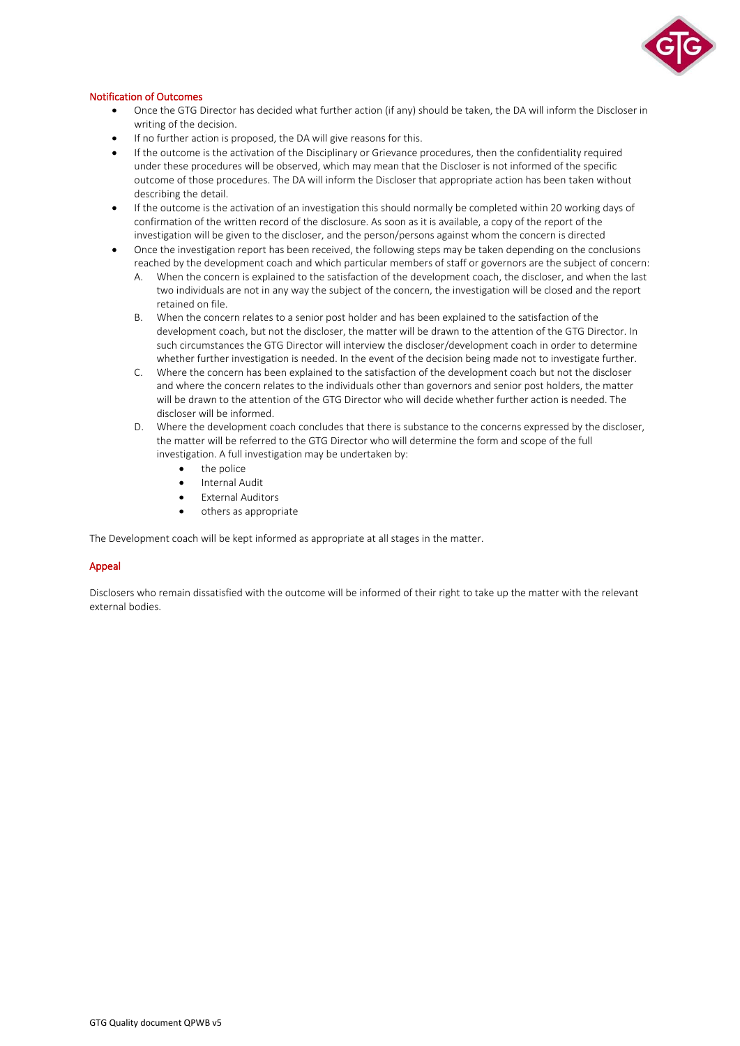## Notification of Outcomes

- Once the GTG Director has decided what further action (if any) should be taken, the DA will inform the Discloser in writing of the decision.
- If no further action is proposed, the DA will give reasons for this.
- If the outcome is the activation of the Disciplinary or Grievance procedures, then the confidentiality required under these procedures will be observed, which may mean that the Discloser is not informed of the specific outcome of those procedures. The DA will inform the Discloser that appropriate action has been taken without describing the detail.
- If the outcome is the activation of an investigation this should normally be completed within 20 working days of confirmation of the written record of the disclosure. As soon as it is available, a copy of the report of the investigation will be given to the discloser, and the person/persons against whom the concern is directed
- Once the investigation report has been received, the following steps may be taken depending on the conclusions reached by the development coach and which particular members of staff or governors are the subject of concern:
  - A. When the concern is explained to the satisfaction of the development coach, the discloser, and when the last two individuals are not in any way the subject of the concern, the investigation will be closed and the report retained on file.
  - B. When the concern relates to a senior post holder and has been explained to the satisfaction of the development coach, but not the discloser, the matter will be drawn to the attention of the GTG Director. In such circumstances the GTG Director will interview the discloser/development coach in order to determine whether further investigation is needed. In the event of the decision being made not to investigate further.
  - C. Where the concern has been explained to the satisfaction of the development coach but not the discloser and where the concern relates to the individuals other than governors and senior post holders, the matter will be drawn to the attention of the GTG Director who will decide whether further action is needed. The discloser will be informed.
  - D. Where the development coach concludes that there is substance to the concerns expressed by the discloser, the matter will be referred to the GTG Director who will determine the form and scope of the full investigation. A full investigation may be undertaken by:
    - the police
    - Internal Audit
    - External Auditors
    - others as appropriate

The Development coach will be kept informed as appropriate at all stages in the matter.

## Appeal

Disclosers who remain dissatisfied with the outcome will be informed of their right to take up the matter with the relevant external bodies.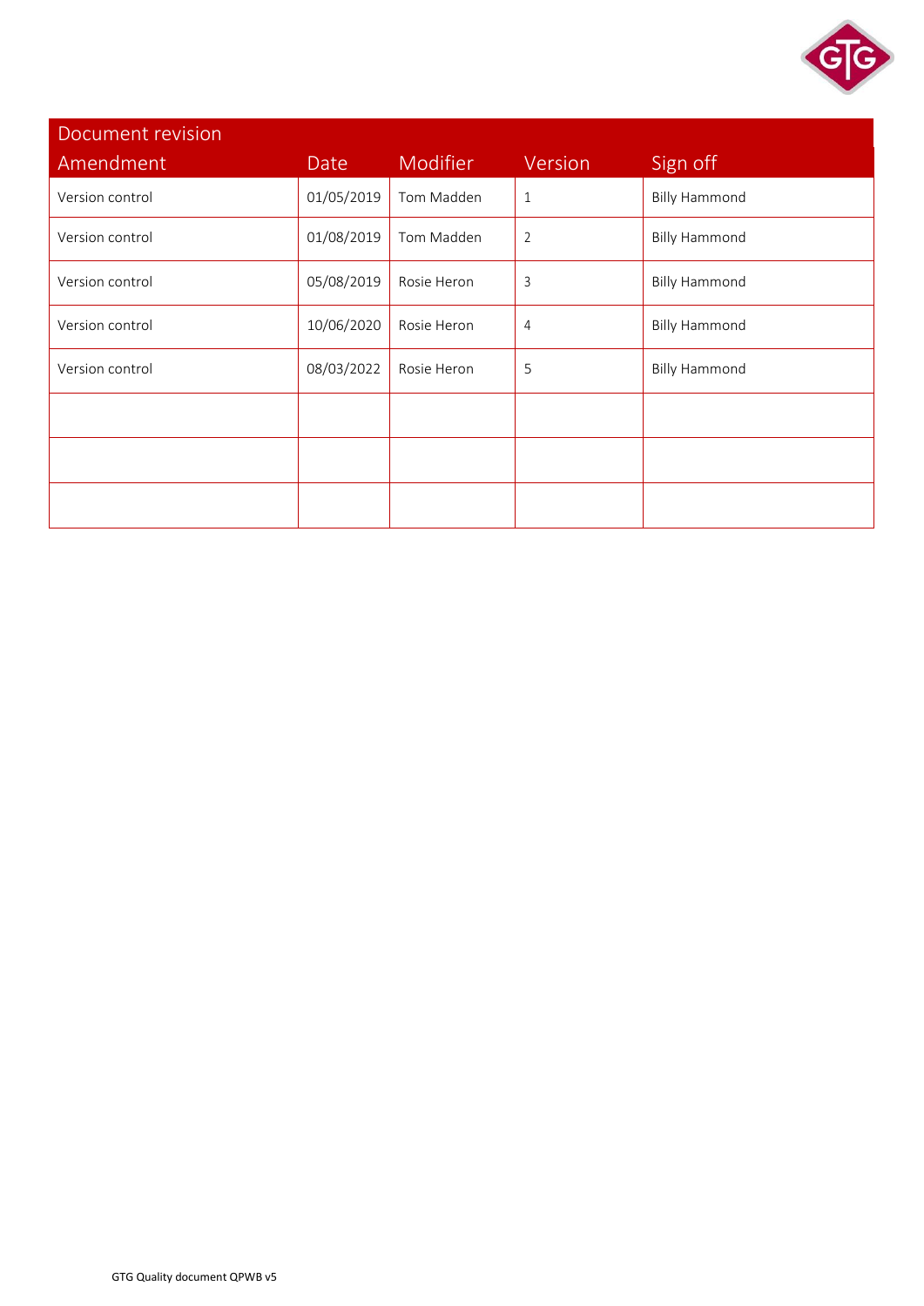| Document revision | | | | |
|---|---|---|---|---|
| Amendment | Date | Modifier | Version | Sign off |
| Version control | 01/05/2019 | Tom Madden | 1 | Billy Hammond |
| Version control | 01/08/2019 | Tom Madden | 2 | Billy Hammond |
| Version control | 05/08/2019 | Rosie Heron | 3 | Billy Hammond |
| Version control | 10/06/2020 | Rosie Heron | 4 | Billy Hammond |
| Version control | 08/03/2022 | Rosie Heron | 5 | Billy Hammond |
| | | | | |
| | | | | |
| | | | | |